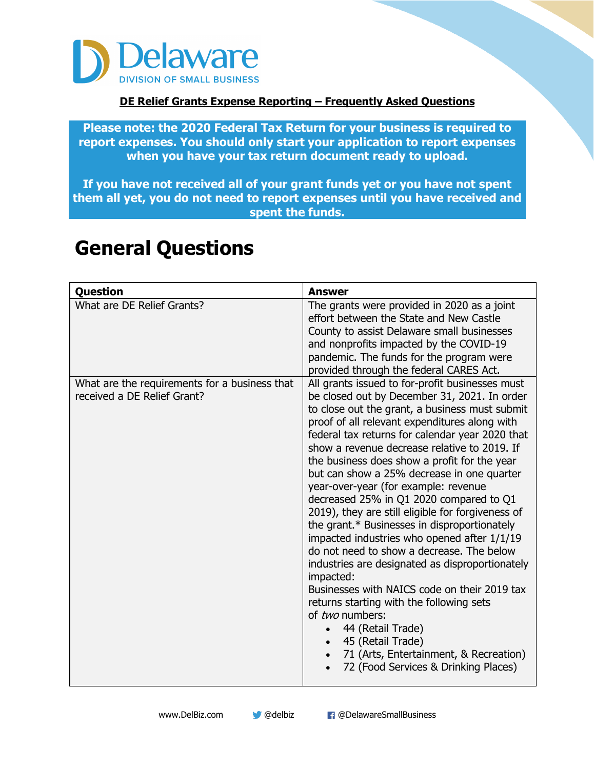Delaware

DIVISION OF SMALL BUSINESS

**DE Relief Grants Expense Reporting – Frequently Asked Questions**

**Please note: the 2020 Federal Tax Return for your business is required to report expenses. You should only start your application to report expenses when you have your tax return document ready to upload.**

**If you have not received all of your grant funds yet or you have not spent them all yet, you do not need to report expenses until you have received and spent the funds.**

# General Questions

| Question | Answer |
|---|---|
| What are DE Relief Grants? | The grants were provided in 2020 as a joint effort between the State and New Castle County to assist Delaware small businesses and nonprofits impacted by the COVID-19 pandemic. The funds for the program were provided through the federal CARES Act. |
| What are the requirements for a business that received a DE Relief Grant? | All grants issued to for-profit businesses must be closed out by December 31, 2021. In order to close out the grant, a business must submit proof of all relevant expenditures along with federal tax returns for calendar year 2020 that show a revenue decrease relative to 2019. If the business does show a profit for the year but can show a 25% decrease in one quarter year-over-year (for example: revenue decreased 25% in Q1 2020 compared to Q1 2019), they are still eligible for forgiveness of the grant.* Businesses in disproportionately impacted industries who opened after 1/1/19 do not need to show a decrease. The below industries are designated as disproportionately impacted:<br>Businesses with NAICS code on their 2019 tax returns starting with the following sets of *two* numbers:<br>• 44 (Retail Trade)<br>• 45 (Retail Trade)<br>• 71 (Arts, Entertainment, & Recreation)<br>• 72 (Food Services & Drinking Places) |

www.DelBiz.com @delbiz @DelawareSmallBusiness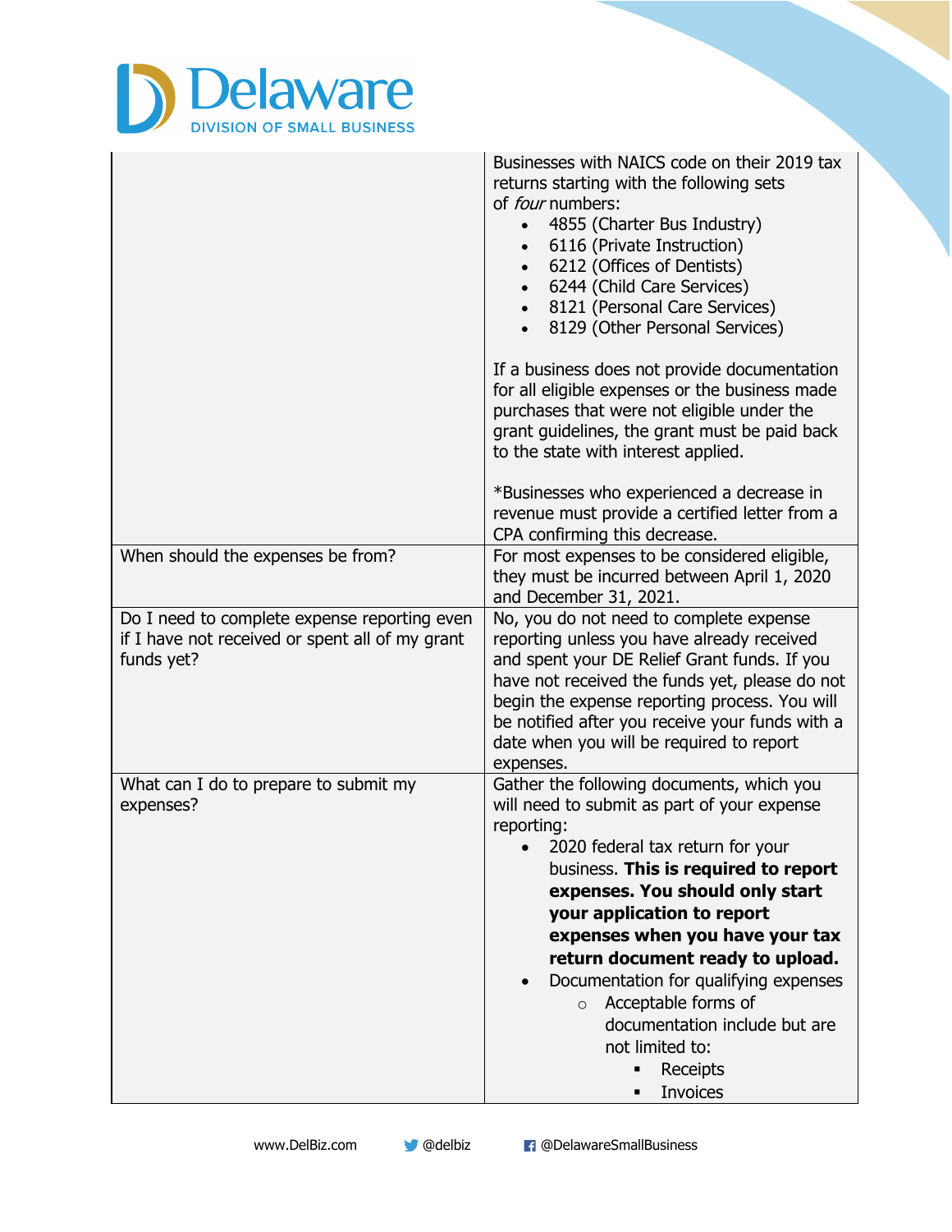| | |
|---|---|
| | Businesses with NAICS code on their 2019 tax returns starting with the following sets of *four* numbers:<br>• 4855 (Charter Bus Industry)<br>• 6116 (Private Instruction)<br>• 6212 (Offices of Dentists)<br>• 6244 (Child Care Services)<br>• 8121 (Personal Care Services)<br>• 8129 (Other Personal Services)<br><br>If a business does not provide documentation for all eligible expenses or the business made purchases that were not eligible under the grant guidelines, the grant must be paid back to the state with interest applied.<br><br>*Businesses who experienced a decrease in revenue must provide a certified letter from a CPA confirming this decrease. |
| When should the expenses be from? | For most expenses to be considered eligible, they must be incurred between April 1, 2020 and December 31, 2021. |
| Do I need to complete expense reporting even if I have not received or spent all of my grant funds yet? | No, you do not need to complete expense reporting unless you have already received and spent your DE Relief Grant funds. If you have not received the funds yet, please do not begin the expense reporting process. You will be notified after you receive your funds with a date when you will be required to report expenses. |
| What can I do to prepare to submit my expenses? | Gather the following documents, which you will need to submit as part of your expense reporting:<br>• 2020 federal tax return for your business. **This is required to report expenses. You should only start your application to report expenses when you have your tax return document ready to upload.**<br>• Documentation for qualifying expenses<br>  ○ Acceptable forms of documentation include but are not limited to:<br>    ▪ Receipts<br>    ▪ Invoices |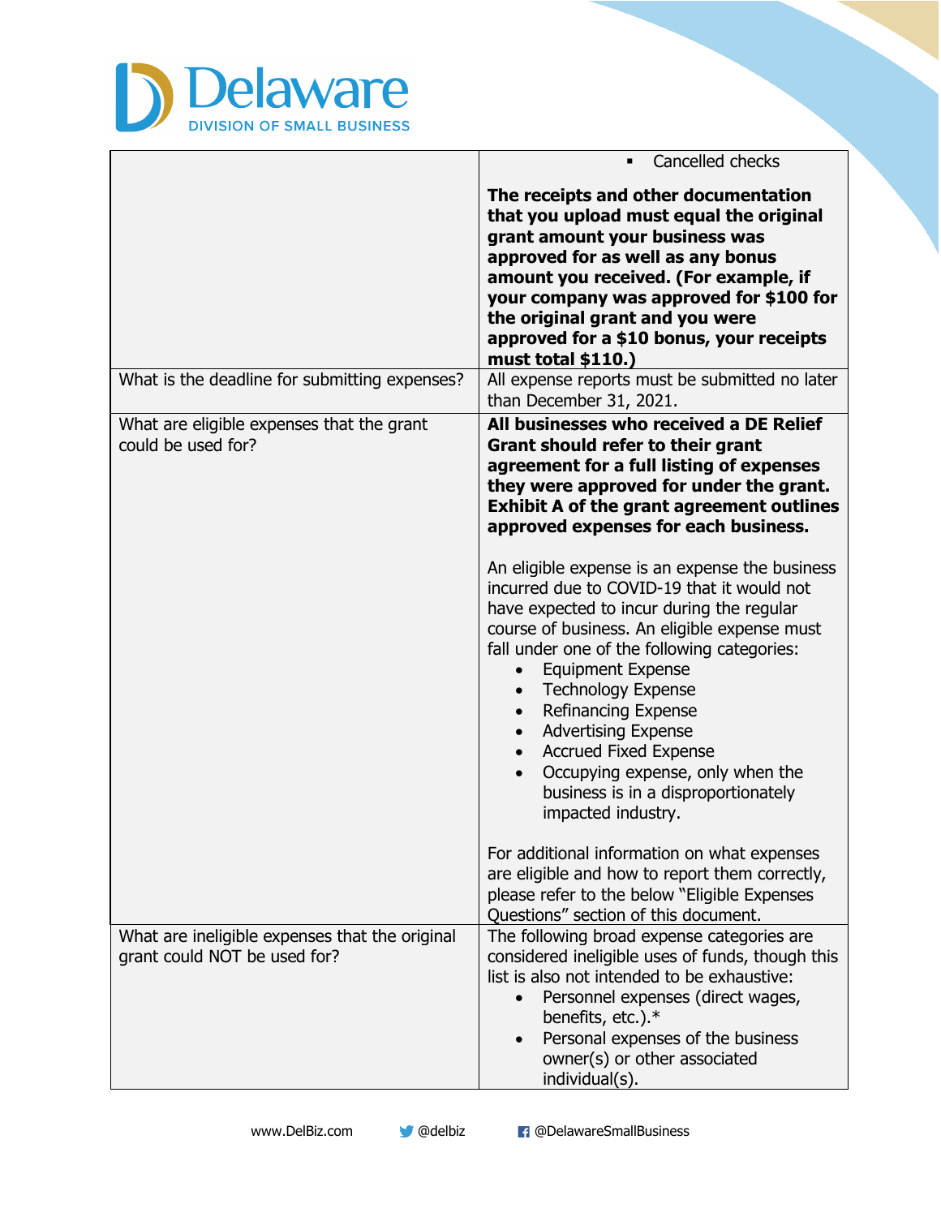| | |
|---|---|
| | ▪ Cancelled checks<br><br>**The receipts and other documentation that you upload must equal the original grant amount your business was approved for as well as any bonus amount you received. (For example, if your company was approved for $100 for the original grant and you were approved for a $10 bonus, your receipts must total $110.)** |
| What is the deadline for submitting expenses? | All expense reports must be submitted no later than December 31, 2021. |
| What are eligible expenses that the grant could be used for? | **All businesses who received a DE Relief Grant should refer to their grant agreement for a full listing of expenses they were approved for under the grant. Exhibit A of the grant agreement outlines approved expenses for each business.**<br><br>An eligible expense is an expense the business incurred due to COVID-19 that it would not have expected to incur during the regular course of business. An eligible expense must fall under one of the following categories:<br>• Equipment Expense<br>• Technology Expense<br>• Refinancing Expense<br>• Advertising Expense<br>• Accrued Fixed Expense<br>• Occupying expense, only when the business is in a disproportionately impacted industry.<br><br>For additional information on what expenses are eligible and how to report them correctly, please refer to the below "Eligible Expenses Questions" section of this document. |
| What are ineligible expenses that the original grant could NOT be used for? | The following broad expense categories are considered ineligible uses of funds, though this list is also not intended to be exhaustive:<br>• Personnel expenses (direct wages, benefits, etc.).*<br>• Personal expenses of the business owner(s) or other associated individual(s). |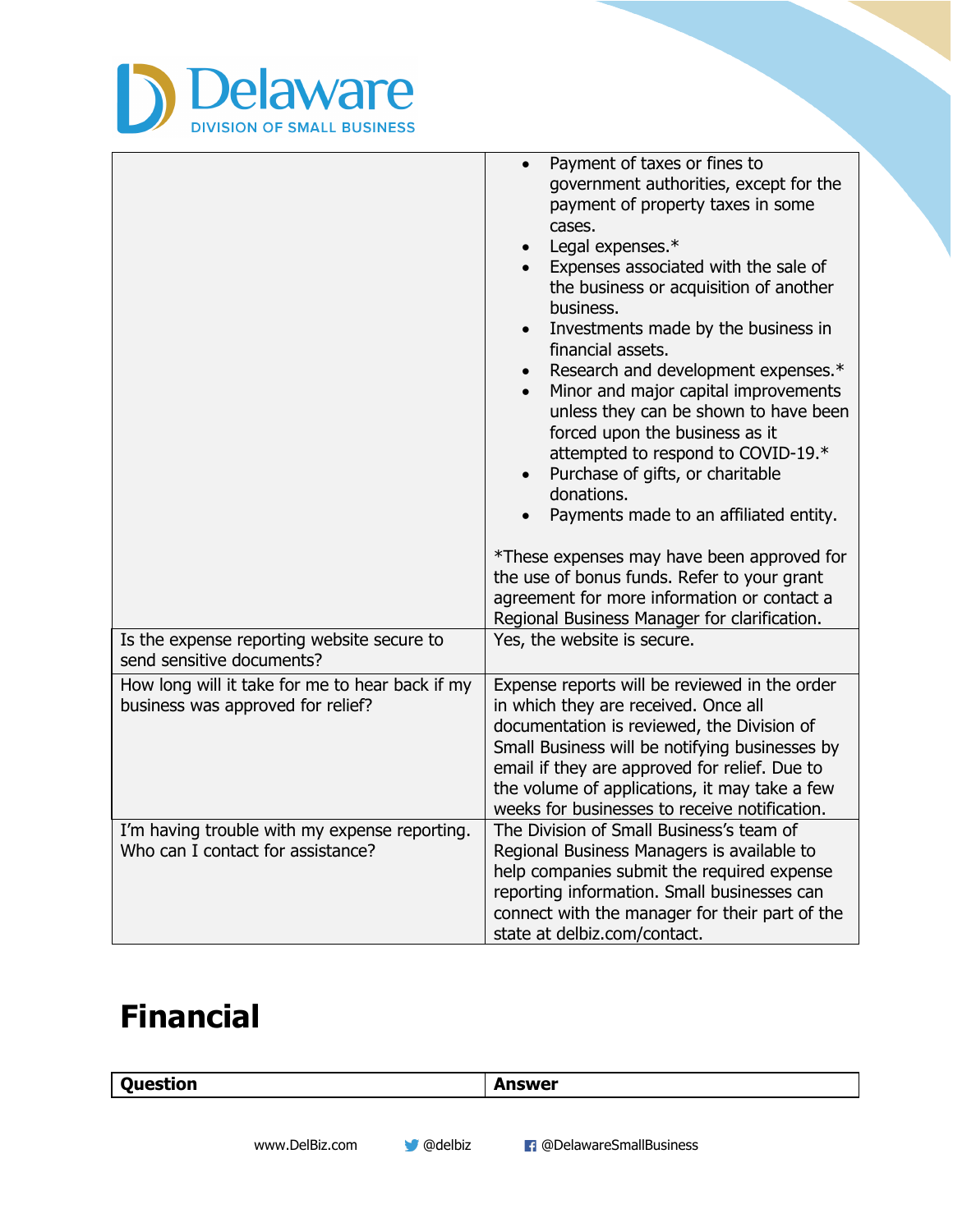| | |
|---|---|
| | • Payment of taxes or fines to government authorities, except for the payment of property taxes in some cases.<br>• Legal expenses.*<br>• Expenses associated with the sale of the business or acquisition of another business.<br>• Investments made by the business in financial assets.<br>• Research and development expenses.*<br>• Minor and major capital improvements unless they can be shown to have been forced upon the business as it attempted to respond to COVID-19.*<br>• Purchase of gifts, or charitable donations.<br>• Payments made to an affiliated entity.<br><br>*These expenses may have been approved for the use of bonus funds. Refer to your grant agreement for more information or contact a Regional Business Manager for clarification. |
| Is the expense reporting website secure to send sensitive documents? | Yes, the website is secure. |
| How long will it take for me to hear back if my business was approved for relief? | Expense reports will be reviewed in the order in which they are received. Once all documentation is reviewed, the Division of Small Business will be notifying businesses by email if they are approved for relief. Due to the volume of applications, it may take a few weeks for businesses to receive notification. |
| I'm having trouble with my expense reporting. Who can I contact for assistance? | The Division of Small Business's team of Regional Business Managers is available to help companies submit the required expense reporting information. Small businesses can connect with the manager for their part of the state at delbiz.com/contact. |

# Financial

| Question | Answer |
|---|---|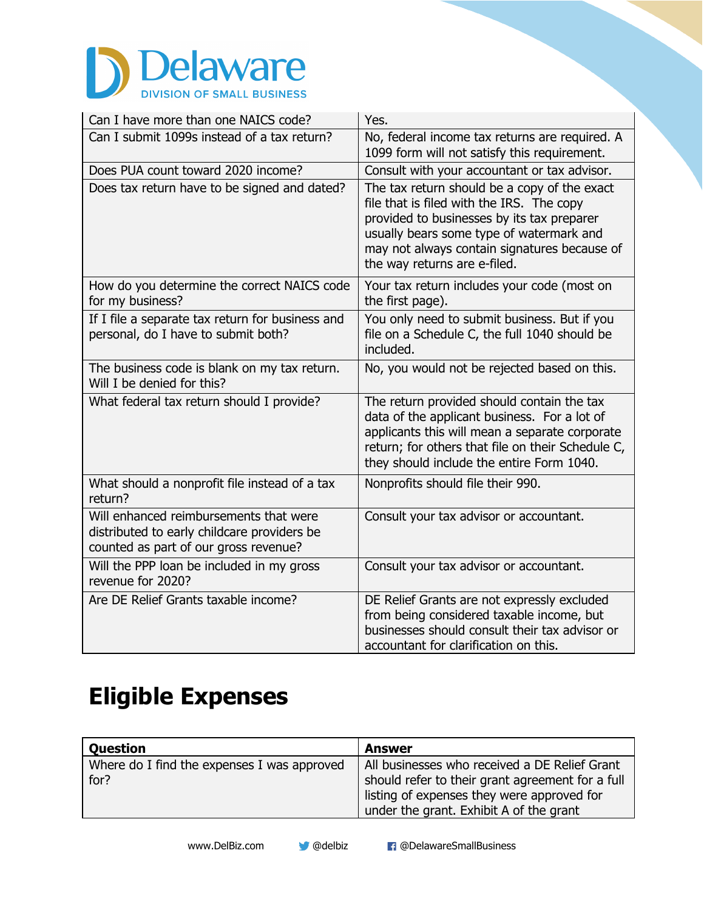| | |
|---|---|
| Can I have more than one NAICS code? | Yes. |
| Can I submit 1099s instead of a tax return? | No, federal income tax returns are required. A 1099 form will not satisfy this requirement. |
| Does PUA count toward 2020 income? | Consult with your accountant or tax advisor. |
| Does tax return have to be signed and dated? | The tax return should be a copy of the exact file that is filed with the IRS. The copy provided to businesses by its tax preparer usually bears some type of watermark and may not always contain signatures because of the way returns are e-filed. |
| How do you determine the correct NAICS code for my business? | Your tax return includes your code (most on the first page). |
| If I file a separate tax return for business and personal, do I have to submit both? | You only need to submit business. But if you file on a Schedule C, the full 1040 should be included. |
| The business code is blank on my tax return. Will I be denied for this? | No, you would not be rejected based on this. |
| What federal tax return should I provide? | The return provided should contain the tax data of the applicant business. For a lot of applicants this will mean a separate corporate return; for others that file on their Schedule C, they should include the entire Form 1040. |
| What should a nonprofit file instead of a tax return? | Nonprofits should file their 990. |
| Will enhanced reimbursements that were distributed to early childcare providers be counted as part of our gross revenue? | Consult your tax advisor or accountant. |
| Will the PPP loan be included in my gross revenue for 2020? | Consult your tax advisor or accountant. |
| Are DE Relief Grants taxable income? | DE Relief Grants are not expressly excluded from being considered taxable income, but businesses should consult their tax advisor or accountant for clarification on this. |

# Eligible Expenses

| Question | Answer |
|---|---|
| Where do I find the expenses I was approved for? | All businesses who received a DE Relief Grant should refer to their grant agreement for a full listing of expenses they were approved for under the grant. Exhibit A of the grant |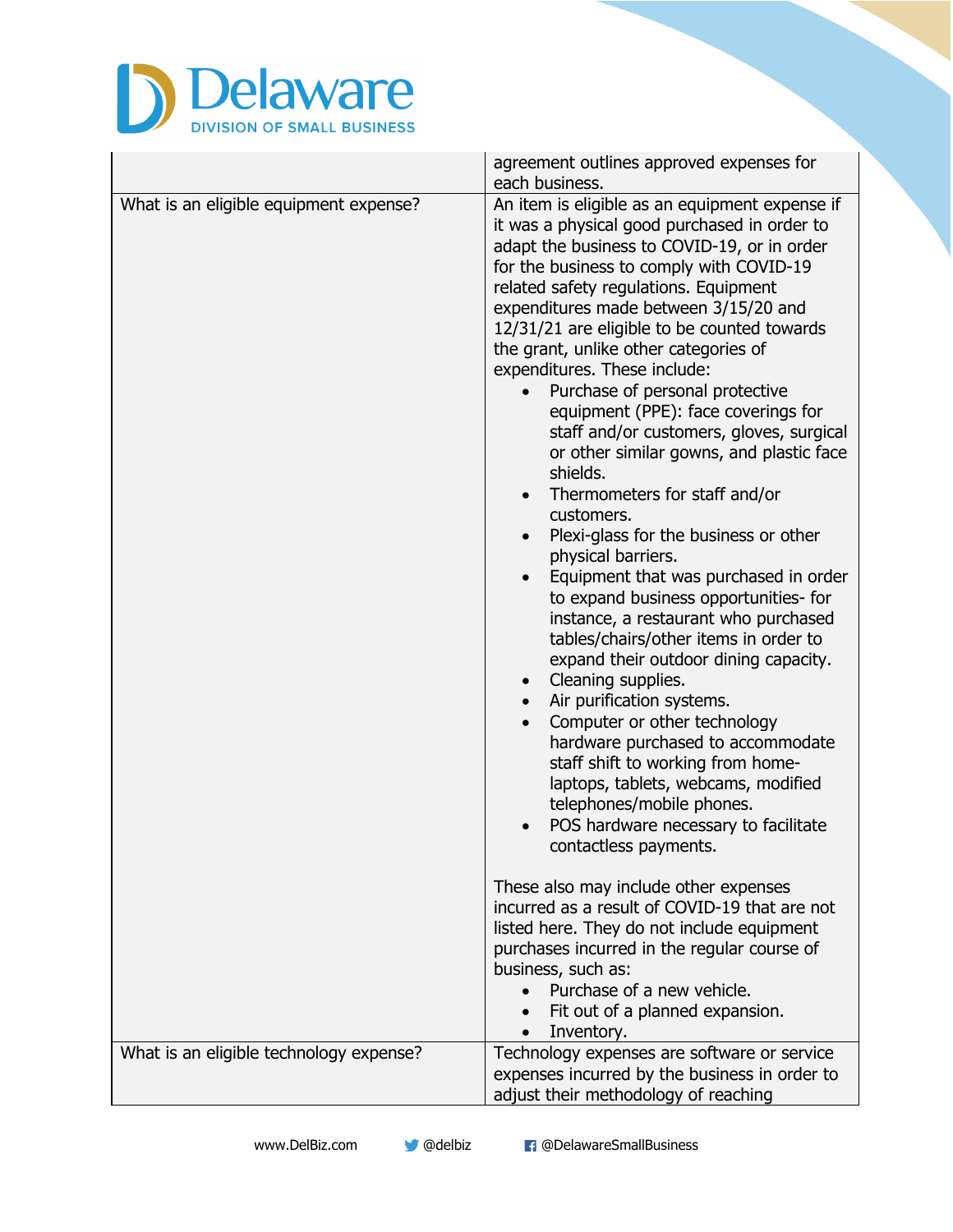| | |
|---|---|
| | agreement outlines approved expenses for each business. |
| What is an eligible equipment expense? | An item is eligible as an equipment expense if it was a physical good purchased in order to adapt the business to COVID-19, or in order for the business to comply with COVID-19 related safety regulations. Equipment expenditures made between 3/15/20 and 12/31/21 are eligible to be counted towards the grant, unlike other categories of expenditures. These include:<br>• Purchase of personal protective equipment (PPE): face coverings for staff and/or customers, gloves, surgical or other similar gowns, and plastic face shields.<br>• Thermometers for staff and/or customers.<br>• Plexi-glass for the business or other physical barriers.<br>• Equipment that was purchased in order to expand business opportunities- for instance, a restaurant who purchased tables/chairs/other items in order to expand their outdoor dining capacity.<br>• Cleaning supplies.<br>• Air purification systems.<br>• Computer or other technology hardware purchased to accommodate staff shift to working from home- laptops, tablets, webcams, modified telephones/mobile phones.<br>• POS hardware necessary to facilitate contactless payments.<br><br>These also may include other expenses incurred as a result of COVID-19 that are not listed here. They do not include equipment purchases incurred in the regular course of business, such as:<br>• Purchase of a new vehicle.<br>• Fit out of a planned expansion.<br>• Inventory. |
| What is an eligible technology expense? | Technology expenses are software or service expenses incurred by the business in order to adjust their methodology of reaching |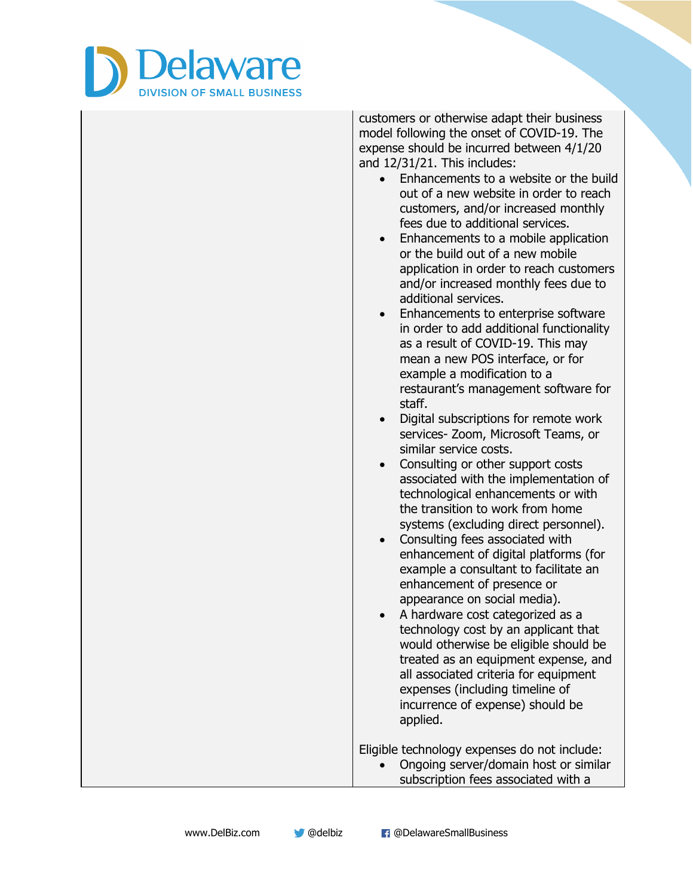| | |
|---|---|
| | customers or otherwise adapt their business model following the onset of COVID-19. The expense should be incurred between 4/1/20 and 12/31/21. This includes:<br>• Enhancements to a website or the build out of a new website in order to reach customers, and/or increased monthly fees due to additional services.<br>• Enhancements to a mobile application or the build out of a new mobile application in order to reach customers and/or increased monthly fees due to additional services.<br>• Enhancements to enterprise software in order to add additional functionality as a result of COVID-19. This may mean a new POS interface, or for example a modification to a restaurant's management software for staff.<br>• Digital subscriptions for remote work services- Zoom, Microsoft Teams, or similar service costs.<br>• Consulting or other support costs associated with the implementation of technological enhancements or with the transition to work from home systems (excluding direct personnel).<br>• Consulting fees associated with enhancement of digital platforms (for example a consultant to facilitate an enhancement of presence or appearance on social media).<br>• A hardware cost categorized as a technology cost by an applicant that would otherwise be eligible should be treated as an equipment expense, and all associated criteria for equipment expenses (including timeline of incurrence of expense) should be applied.<br><br>Eligible technology expenses do not include:<br>• Ongoing server/domain host or similar subscription fees associated with a |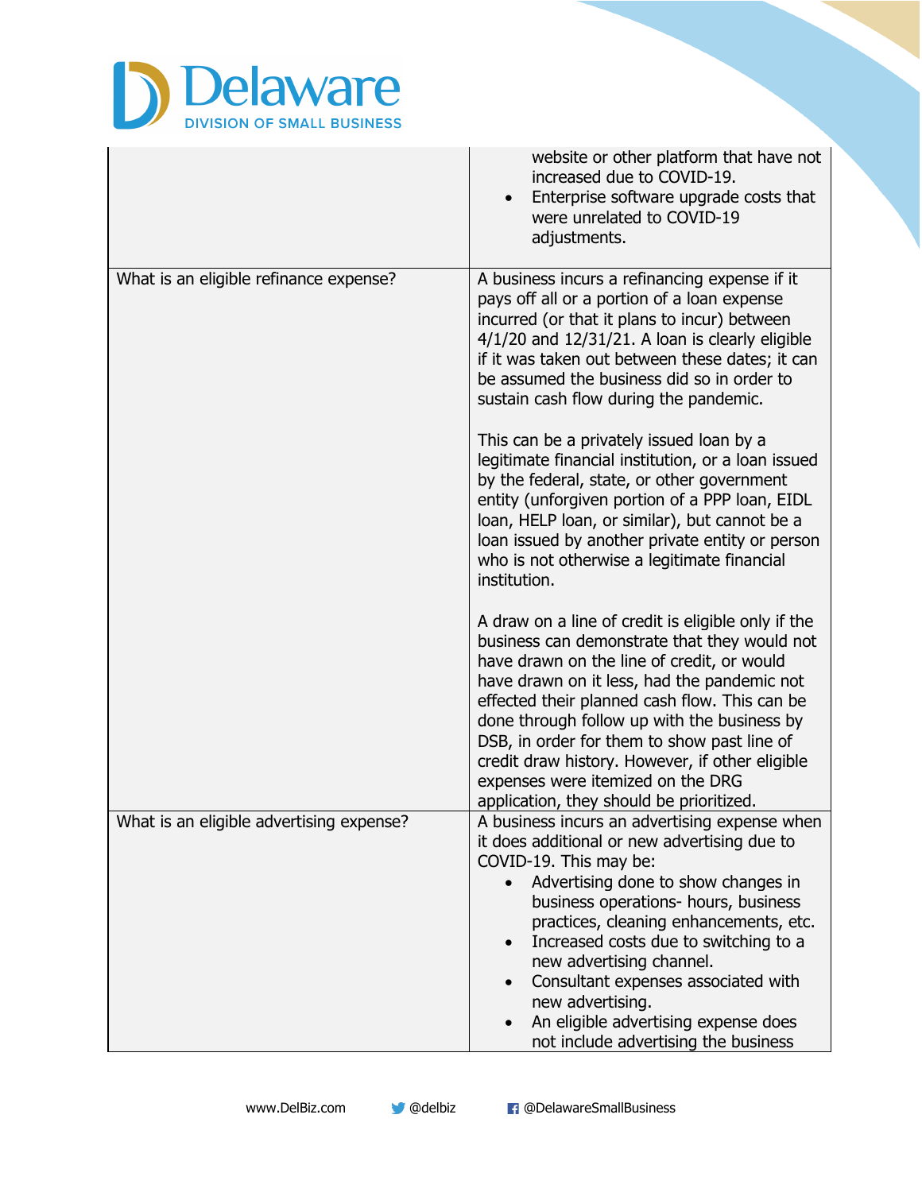| | |
|---|---|
| | website or other platform that have not increased due to COVID-19.<br>• Enterprise software upgrade costs that were unrelated to COVID-19 adjustments. |
| What is an eligible refinance expense? | A business incurs a refinancing expense if it pays off all or a portion of a loan expense incurred (or that it plans to incur) between 4/1/20 and 12/31/21. A loan is clearly eligible if it was taken out between these dates; it can be assumed the business did so in order to sustain cash flow during the pandemic.<br><br>This can be a privately issued loan by a legitimate financial institution, or a loan issued by the federal, state, or other government entity (unforgiven portion of a PPP loan, EIDL loan, HELP loan, or similar), but cannot be a loan issued by another private entity or person who is not otherwise a legitimate financial institution.<br><br>A draw on a line of credit is eligible only if the business can demonstrate that they would not have drawn on the line of credit, or would have drawn on it less, had the pandemic not effected their planned cash flow. This can be done through follow up with the business by DSB, in order for them to show past line of credit draw history. However, if other eligible expenses were itemized on the DRG application, they should be prioritized. |
| What is an eligible advertising expense? | A business incurs an advertising expense when it does additional or new advertising due to COVID-19. This may be:<br>• Advertising done to show changes in business operations- hours, business practices, cleaning enhancements, etc.<br>• Increased costs due to switching to a new advertising channel.<br>• Consultant expenses associated with new advertising.<br>• An eligible advertising expense does not include advertising the business |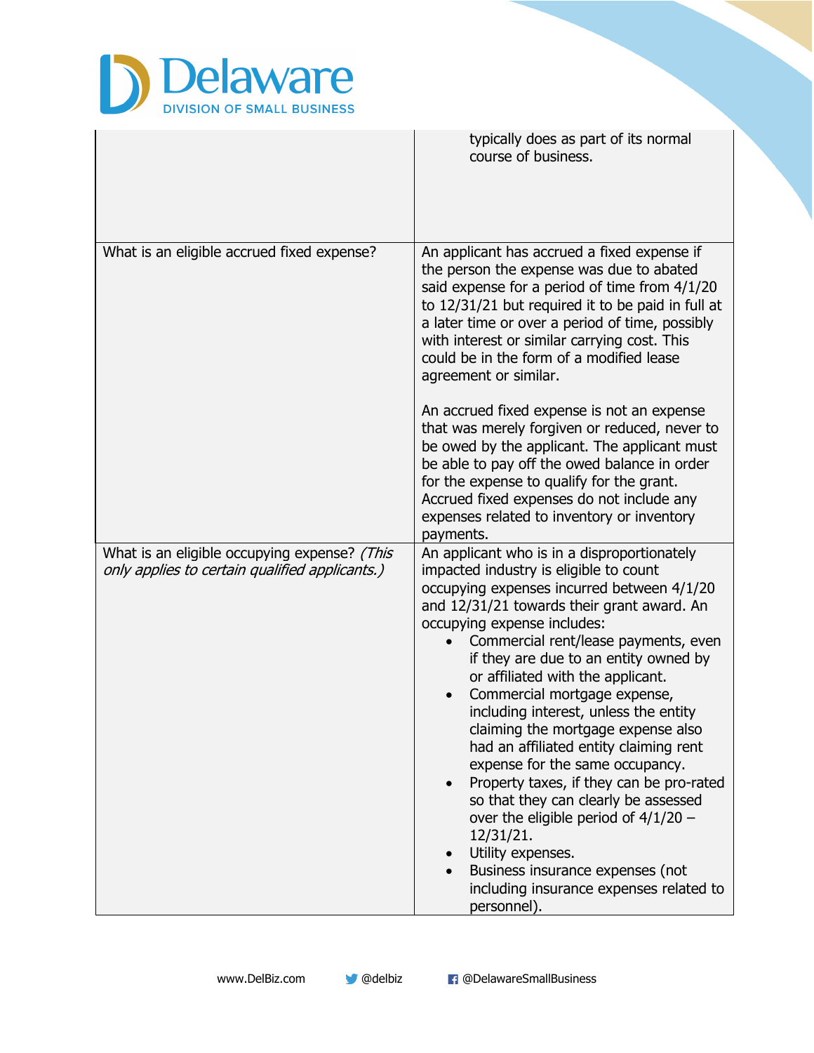| | |
|---|---|
| | typically does as part of its normal course of business. |
| What is an eligible accrued fixed expense? | An applicant has accrued a fixed expense if the person the expense was due to abated said expense for a period of time from 4/1/20 to 12/31/21 but required it to be paid in full at a later time or over a period of time, possibly with interest or similar carrying cost. This could be in the form of a modified lease agreement or similar.<br><br>An accrued fixed expense is not an expense that was merely forgiven or reduced, never to be owed by the applicant. The applicant must be able to pay off the owed balance in order for the expense to qualify for the grant. Accrued fixed expenses do not include any expenses related to inventory or inventory payments. |
| What is an eligible occupying expense? *(This only applies to certain qualified applicants.)* | An applicant who is in a disproportionately impacted industry is eligible to count occupying expenses incurred between 4/1/20 and 12/31/21 towards their grant award. An occupying expense includes:<br>• Commercial rent/lease payments, even if they are due to an entity owned by or affiliated with the applicant.<br>• Commercial mortgage expense, including interest, unless the entity claiming the mortgage expense also had an affiliated entity claiming rent expense for the same occupancy.<br>• Property taxes, if they can be pro-rated so that they can clearly be assessed over the eligible period of 4/1/20 – 12/31/21.<br>• Utility expenses.<br>• Business insurance expenses (not including insurance expenses related to personnel). |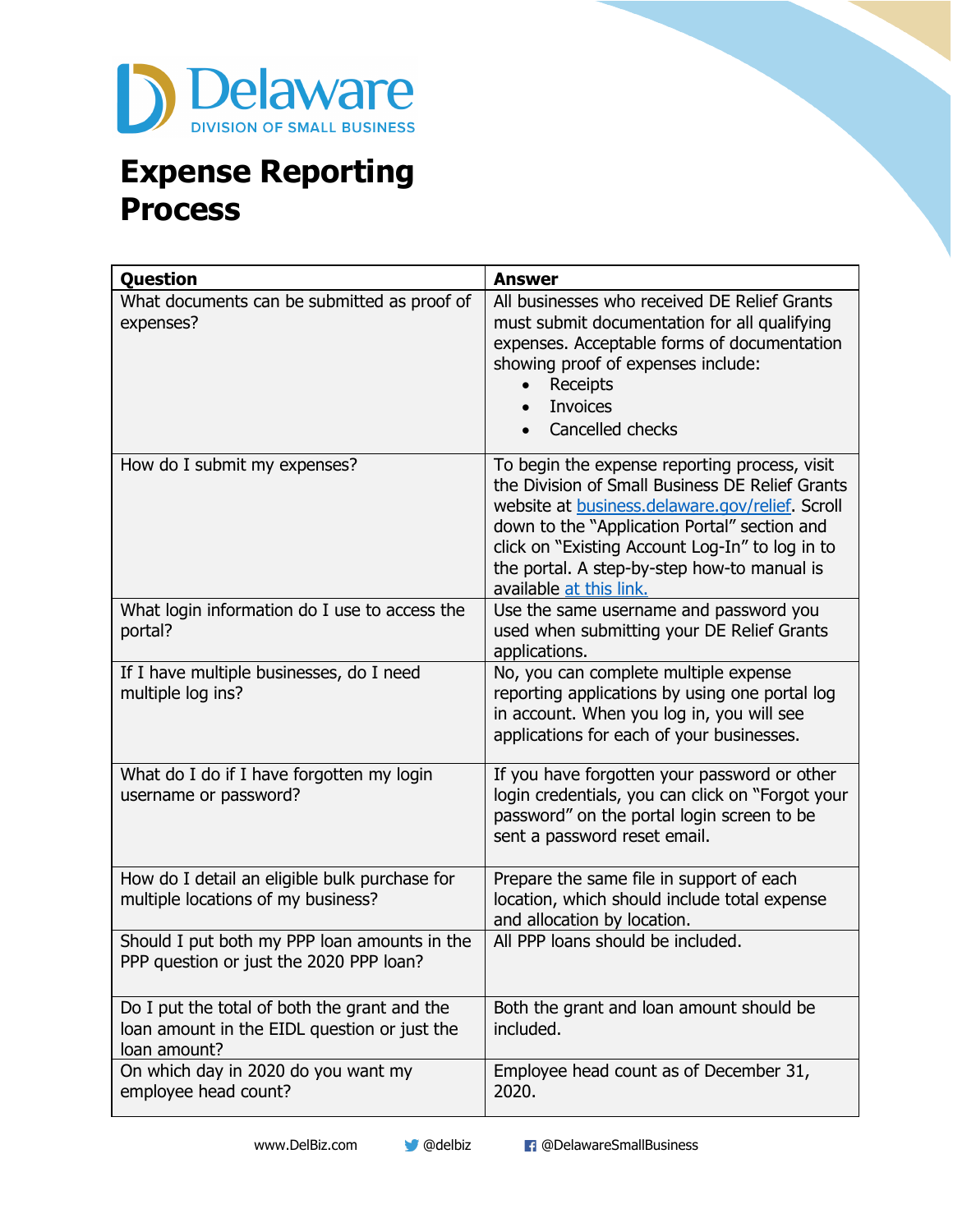Delaware
DIVISION OF SMALL BUSINESS

# Expense Reporting Process

| Question | Answer |
| --- | --- |
| What documents can be submitted as proof of expenses? | All businesses who received DE Relief Grants must submit documentation for all qualifying expenses. Acceptable forms of documentation showing proof of expenses include: <br>• Receipts <br>• Invoices <br>• Cancelled checks |
| How do I submit my expenses? | To begin the expense reporting process, visit the Division of Small Business DE Relief Grants website at [business.delaware.gov/relief](business.delaware.gov/relief). Scroll down to the "Application Portal" section and click on "Existing Account Log-In" to log in to the portal. A step-by-step how-to manual is available at this link. |
| What login information do I use to access the portal? | Use the same username and password you used when submitting your DE Relief Grants applications. |
| If I have multiple businesses, do I need multiple log ins? | No, you can complete multiple expense reporting applications by using one portal log in account. When you log in, you will see applications for each of your businesses. |
| What do I do if I have forgotten my login username or password? | If you have forgotten your password or other login credentials, you can click on "Forgot your password" on the portal login screen to be sent a password reset email. |
| How do I detail an eligible bulk purchase for multiple locations of my business? | Prepare the same file in support of each location, which should include total expense and allocation by location. |
| Should I put both my PPP loan amounts in the PPP question or just the 2020 PPP loan? | All PPP loans should be included. |
| Do I put the total of both the grant and the loan amount in the EIDL question or just the loan amount? | Both the grant and loan amount should be included. |
| On which day in 2020 do you want my employee head count? | Employee head count as of December 31, 2020. |

www.DelBiz.com @delbiz @DelawareSmallBusiness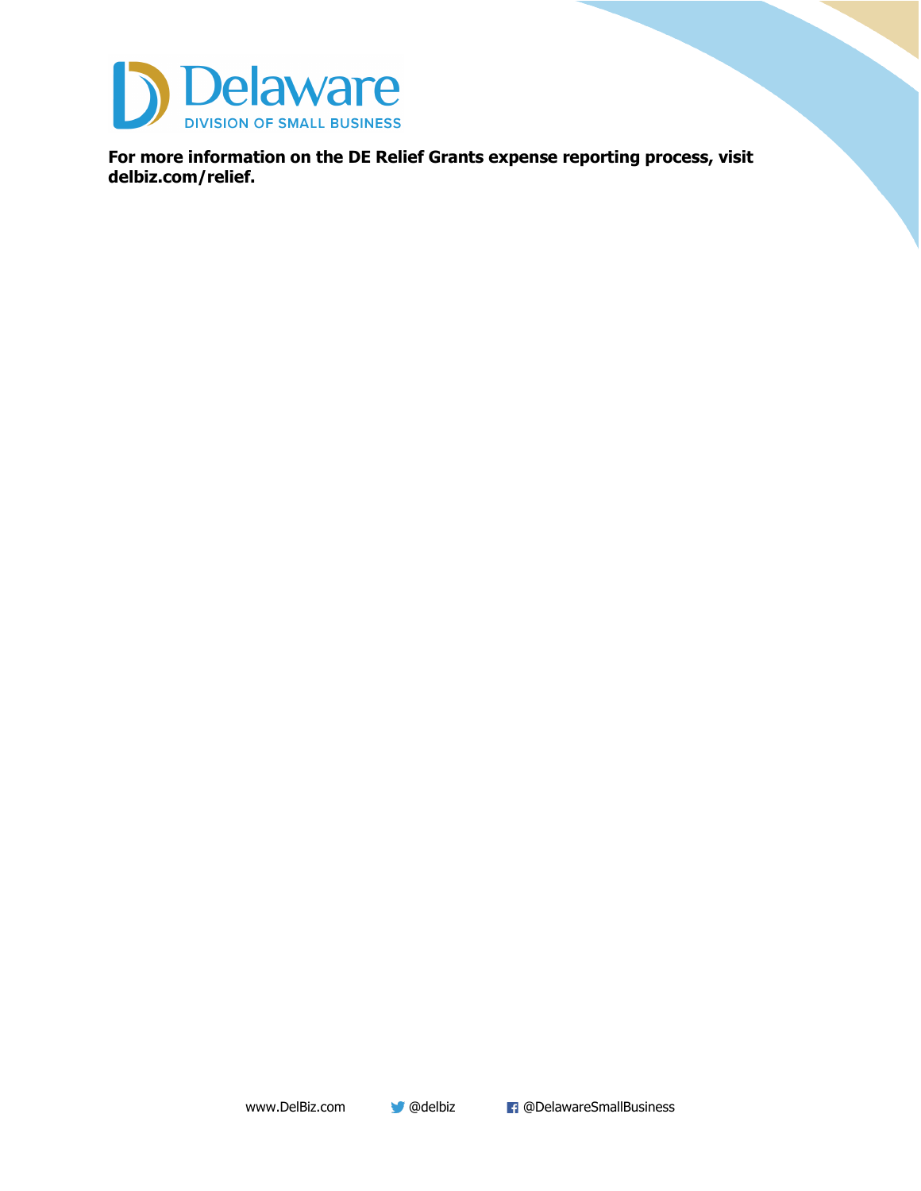**For more information on the DE Relief Grants expense reporting process, visit delbiz.com/relief.**